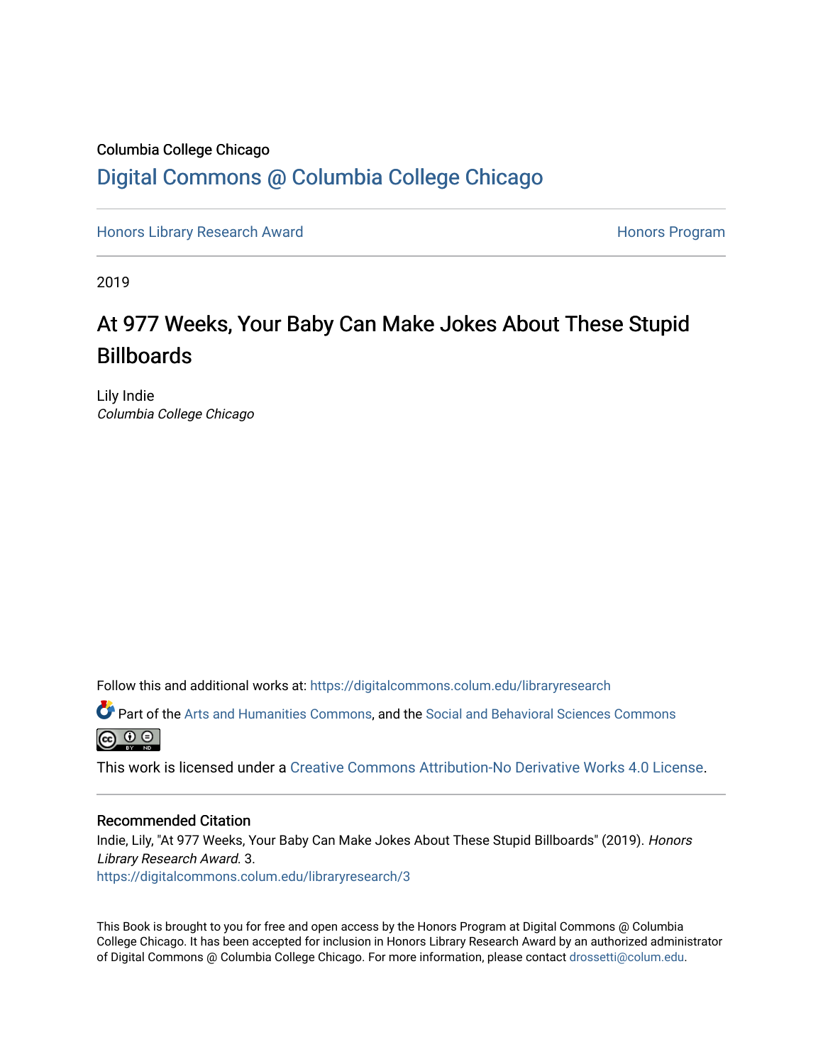Columbia College Chicago

## Digital Commons @ Columbia College Chicago

Honors Library Research Award | Honors Program

2019

# At 977 Weeks, Your Baby Can Make Jokes About These Stupid Billboards

Lily Indie
*Columbia College Chicago*

Follow this and additional works at: https://digitalcommons.colum.edu/libraryresearch

Part of the Arts and Humanities Commons, and the Social and Behavioral Sciences Commons

This work is licensed under a Creative Commons Attribution-No Derivative Works 4.0 License.

### Recommended Citation

Indie, Lily, "At 977 Weeks, Your Baby Can Make Jokes About These Stupid Billboards" (2019). *Honors Library Research Award*. 3.
https://digitalcommons.colum.edu/libraryresearch/3

This Book is brought to you for free and open access by the Honors Program at Digital Commons @ Columbia College Chicago. It has been accepted for inclusion in Honors Library Research Award by an authorized administrator of Digital Commons @ Columbia College Chicago. For more information, please contact drossetti@colum.edu.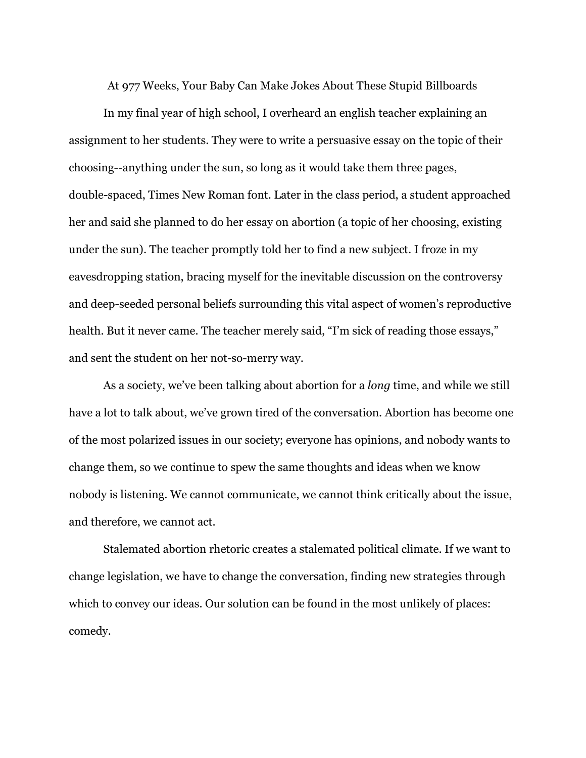# At 977 Weeks, Your Baby Can Make Jokes About These Stupid Billboards

In my final year of high school, I overheard an english teacher explaining an assignment to her students. They were to write a persuasive essay on the topic of their choosing--anything under the sun, so long as it would take them three pages, double-spaced, Times New Roman font. Later in the class period, a student approached her and said she planned to do her essay on abortion (a topic of her choosing, existing under the sun). The teacher promptly told her to find a new subject. I froze in my eavesdropping station, bracing myself for the inevitable discussion on the controversy and deep-seeded personal beliefs surrounding this vital aspect of women's reproductive health. But it never came. The teacher merely said, "I'm sick of reading those essays," and sent the student on her not-so-merry way.

As a society, we've been talking about abortion for a *long* time, and while we still have a lot to talk about, we've grown tired of the conversation. Abortion has become one of the most polarized issues in our society; everyone has opinions, and nobody wants to change them, so we continue to spew the same thoughts and ideas when we know nobody is listening. We cannot communicate, we cannot think critically about the issue, and therefore, we cannot act.

Stalemated abortion rhetoric creates a stalemated political climate. If we want to change legislation, we have to change the conversation, finding new strategies through which to convey our ideas. Our solution can be found in the most unlikely of places: comedy.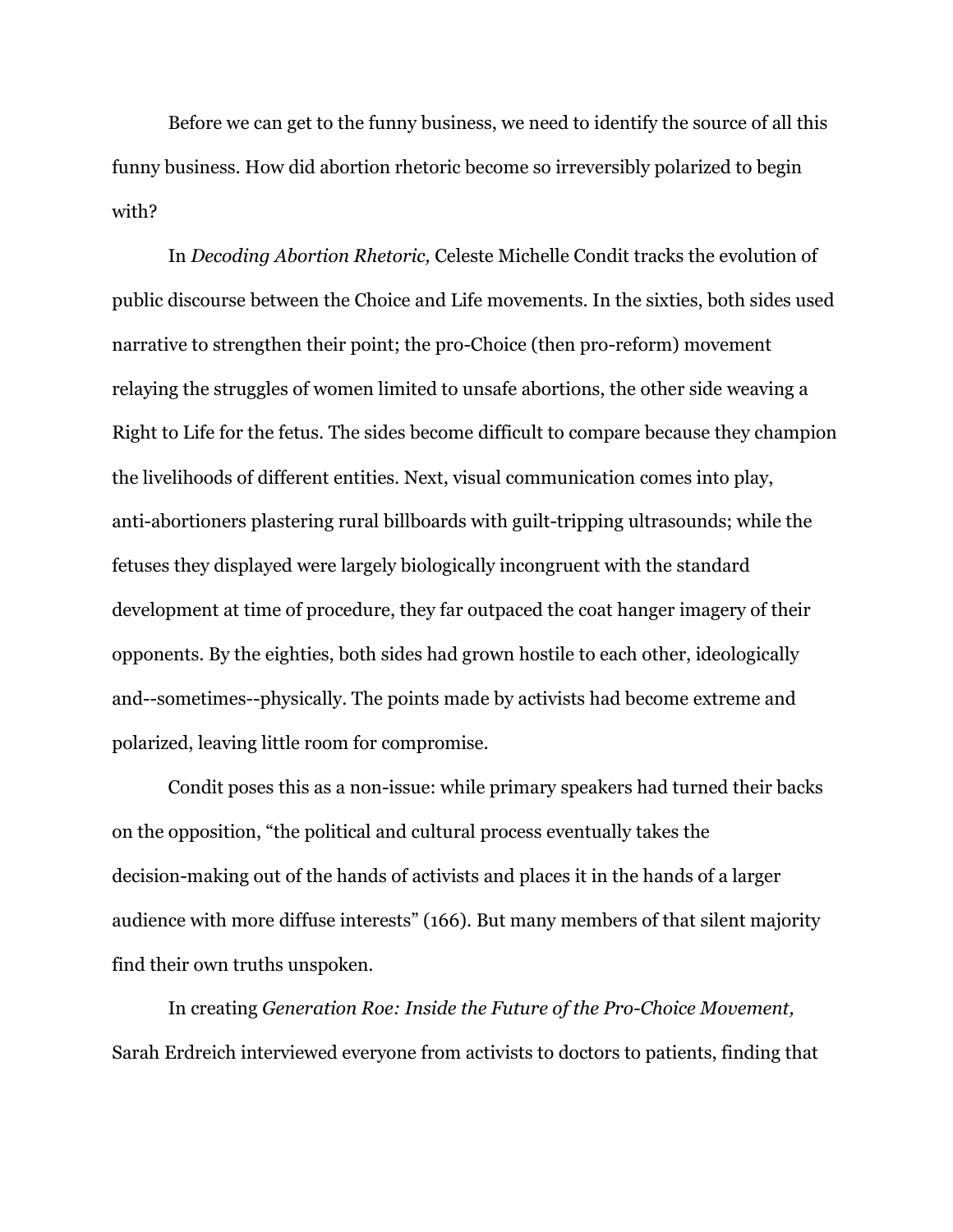Before we can get to the funny business, we need to identify the source of all this funny business. How did abortion rhetoric become so irreversibly polarized to begin with?

In *Decoding Abortion Rhetoric,* Celeste Michelle Condit tracks the evolution of public discourse between the Choice and Life movements. In the sixties, both sides used narrative to strengthen their point; the pro-Choice (then pro-reform) movement relaying the struggles of women limited to unsafe abortions, the other side weaving a Right to Life for the fetus. The sides become difficult to compare because they champion the livelihoods of different entities. Next, visual communication comes into play, anti-abortioners plastering rural billboards with guilt-tripping ultrasounds; while the fetuses they displayed were largely biologically incongruent with the standard development at time of procedure, they far outpaced the coat hanger imagery of their opponents. By the eighties, both sides had grown hostile to each other, ideologically and--sometimes--physically. The points made by activists had become extreme and polarized, leaving little room for compromise.

Condit poses this as a non-issue: while primary speakers had turned their backs on the opposition, "the political and cultural process eventually takes the decision-making out of the hands of activists and places it in the hands of a larger audience with more diffuse interests" (166). But many members of that silent majority find their own truths unspoken.

In creating *Generation Roe: Inside the Future of the Pro-Choice Movement,* Sarah Erdreich interviewed everyone from activists to doctors to patients, finding that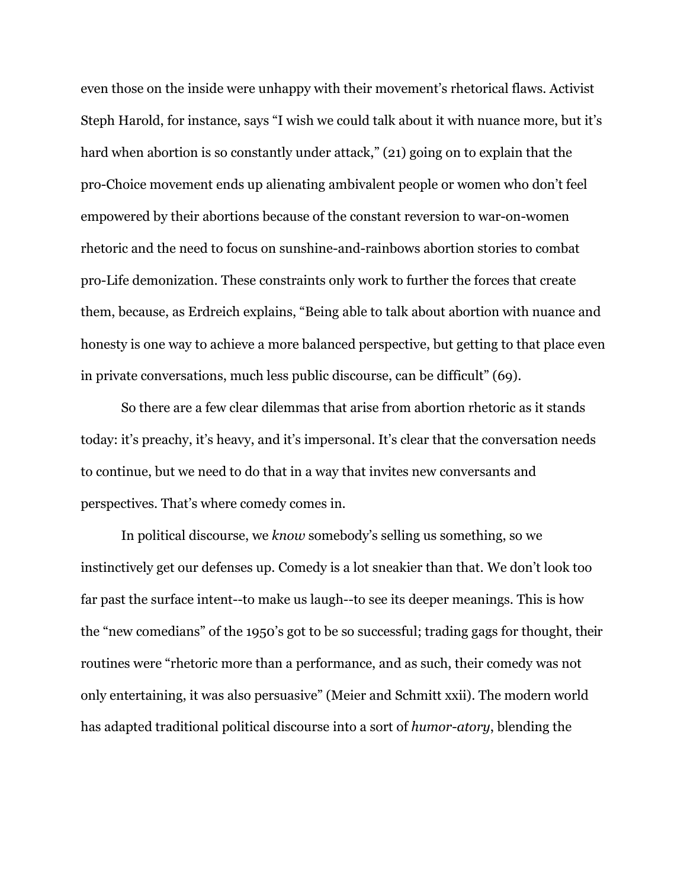even those on the inside were unhappy with their movement's rhetorical flaws. Activist Steph Harold, for instance, says "I wish we could talk about it with nuance more, but it's hard when abortion is so constantly under attack," (21) going on to explain that the pro-Choice movement ends up alienating ambivalent people or women who don't feel empowered by their abortions because of the constant reversion to war-on-women rhetoric and the need to focus on sunshine-and-rainbows abortion stories to combat pro-Life demonization. These constraints only work to further the forces that create them, because, as Erdreich explains, "Being able to talk about abortion with nuance and honesty is one way to achieve a more balanced perspective, but getting to that place even in private conversations, much less public discourse, can be difficult" (69).

So there are a few clear dilemmas that arise from abortion rhetoric as it stands today: it's preachy, it's heavy, and it's impersonal. It's clear that the conversation needs to continue, but we need to do that in a way that invites new conversants and perspectives. That's where comedy comes in.

In political discourse, we *know* somebody's selling us something, so we instinctively get our defenses up. Comedy is a lot sneakier than that. We don't look too far past the surface intent--to make us laugh--to see its deeper meanings. This is how the "new comedians" of the 1950's got to be so successful; trading gags for thought, their routines were "rhetoric more than a performance, and as such, their comedy was not only entertaining, it was also persuasive" (Meier and Schmitt xxii). The modern world has adapted traditional political discourse into a sort of *humor-atory*, blending the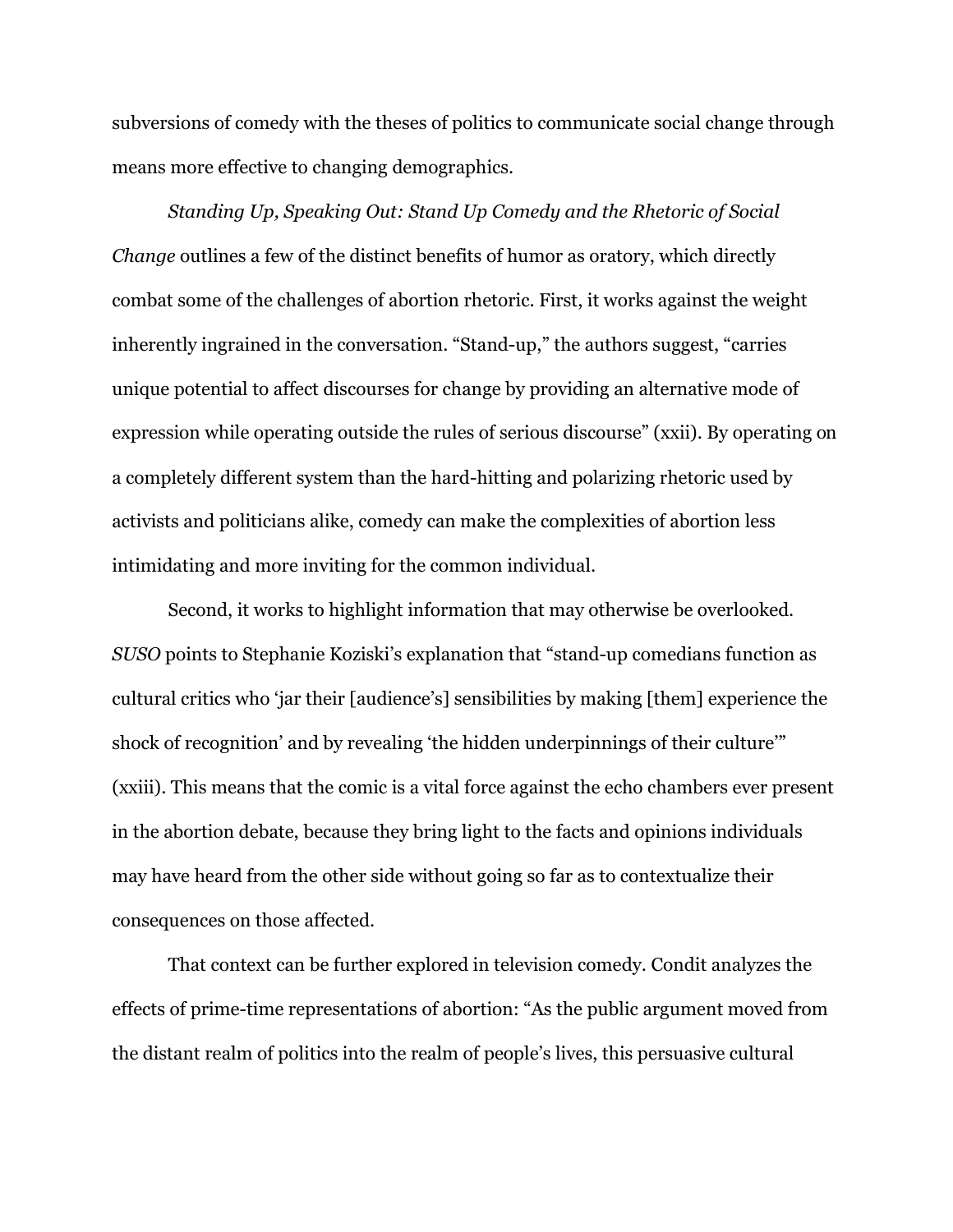subversions of comedy with the theses of politics to communicate social change through means more effective to changing demographics.

*Standing Up, Speaking Out: Stand Up Comedy and the Rhetoric of Social Change* outlines a few of the distinct benefits of humor as oratory, which directly combat some of the challenges of abortion rhetoric. First, it works against the weight inherently ingrained in the conversation. "Stand-up," the authors suggest, "carries unique potential to affect discourses for change by providing an alternative mode of expression while operating outside the rules of serious discourse" (xxii). By operating on a completely different system than the hard-hitting and polarizing rhetoric used by activists and politicians alike, comedy can make the complexities of abortion less intimidating and more inviting for the common individual.

Second, it works to highlight information that may otherwise be overlooked. *SUSO* points to Stephanie Koziski's explanation that "stand-up comedians function as cultural critics who 'jar their [audience's] sensibilities by making [them] experience the shock of recognition' and by revealing 'the hidden underpinnings of their culture'" (xxiii). This means that the comic is a vital force against the echo chambers ever present in the abortion debate, because they bring light to the facts and opinions individuals may have heard from the other side without going so far as to contextualize their consequences on those affected.

That context can be further explored in television comedy. Condit analyzes the effects of prime-time representations of abortion: "As the public argument moved from the distant realm of politics into the realm of people's lives, this persuasive cultural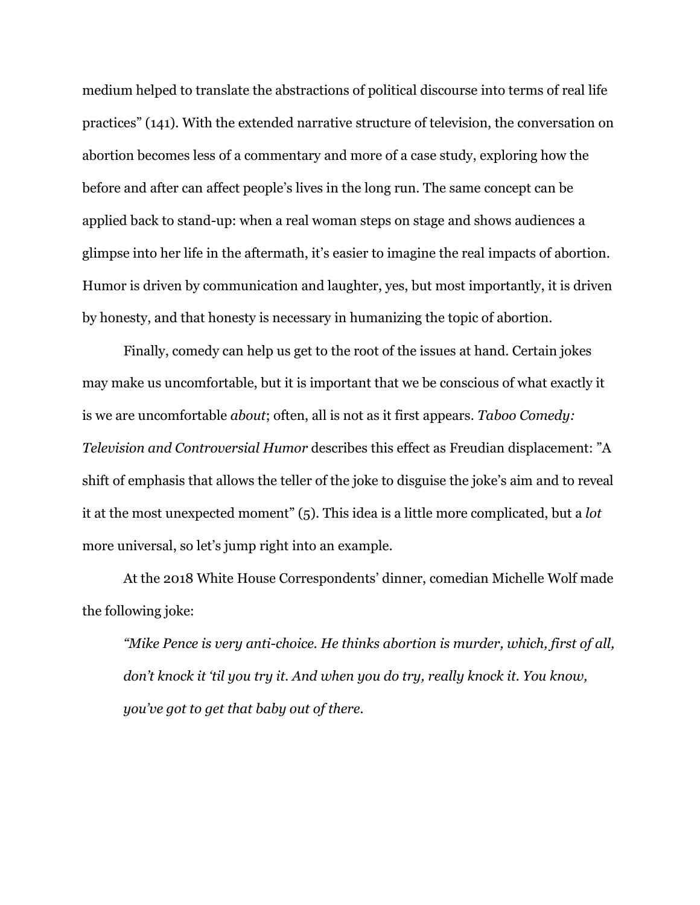medium helped to translate the abstractions of political discourse into terms of real life practices" (141). With the extended narrative structure of television, the conversation on abortion becomes less of a commentary and more of a case study, exploring how the before and after can affect people's lives in the long run. The same concept can be applied back to stand-up: when a real woman steps on stage and shows audiences a glimpse into her life in the aftermath, it's easier to imagine the real impacts of abortion. Humor is driven by communication and laughter, yes, but most importantly, it is driven by honesty, and that honesty is necessary in humanizing the topic of abortion.

Finally, comedy can help us get to the root of the issues at hand. Certain jokes may make us uncomfortable, but it is important that we be conscious of what exactly it is we are uncomfortable *about*; often, all is not as it first appears. *Taboo Comedy: Television and Controversial Humor* describes this effect as Freudian displacement: "A shift of emphasis that allows the teller of the joke to disguise the joke's aim and to reveal it at the most unexpected moment" (5). This idea is a little more complicated, but a *lot* more universal, so let's jump right into an example.

At the 2018 White House Correspondents' dinner, comedian Michelle Wolf made the following joke:

> *"Mike Pence is very anti-choice. He thinks abortion is murder, which, first of all, don't knock it 'til you try it. And when you do try, really knock it. You know, you've got to get that baby out of there.*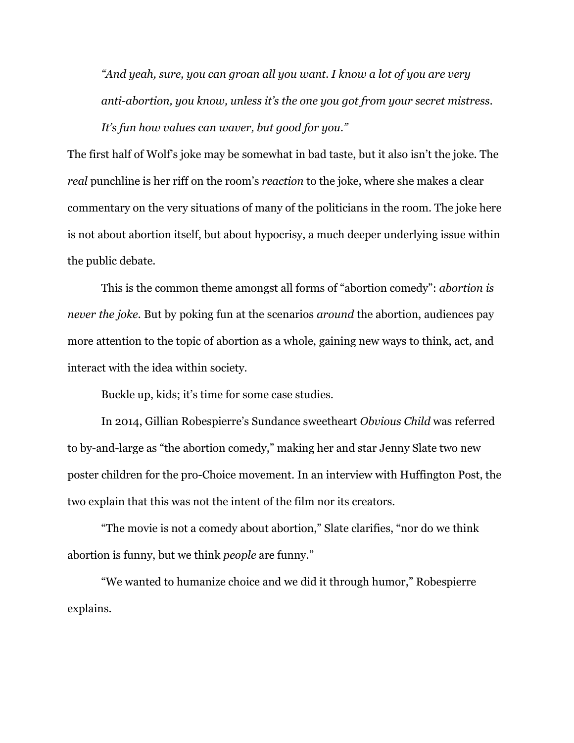*"And yeah, sure, you can groan all you want. I know a lot of you are very anti-abortion, you know, unless it's the one you got from your secret mistress. It's fun how values can waver, but good for you."*

The first half of Wolf's joke may be somewhat in bad taste, but it also isn't the joke. The *real* punchline is her riff on the room's *reaction* to the joke, where she makes a clear commentary on the very situations of many of the politicians in the room. The joke here is not about abortion itself, but about hypocrisy, a much deeper underlying issue within the public debate.

This is the common theme amongst all forms of "abortion comedy": *abortion is never the joke.* But by poking fun at the scenarios *around* the abortion, audiences pay more attention to the topic of abortion as a whole, gaining new ways to think, act, and interact with the idea within society.

Buckle up, kids; it's time for some case studies.

In 2014, Gillian Robespierre's Sundance sweetheart *Obvious Child* was referred to by-and-large as "the abortion comedy," making her and star Jenny Slate two new poster children for the pro-Choice movement. In an interview with Huffington Post, the two explain that this was not the intent of the film nor its creators.

"The movie is not a comedy about abortion," Slate clarifies, "nor do we think abortion is funny, but we think *people* are funny."

"We wanted to humanize choice and we did it through humor," Robespierre explains.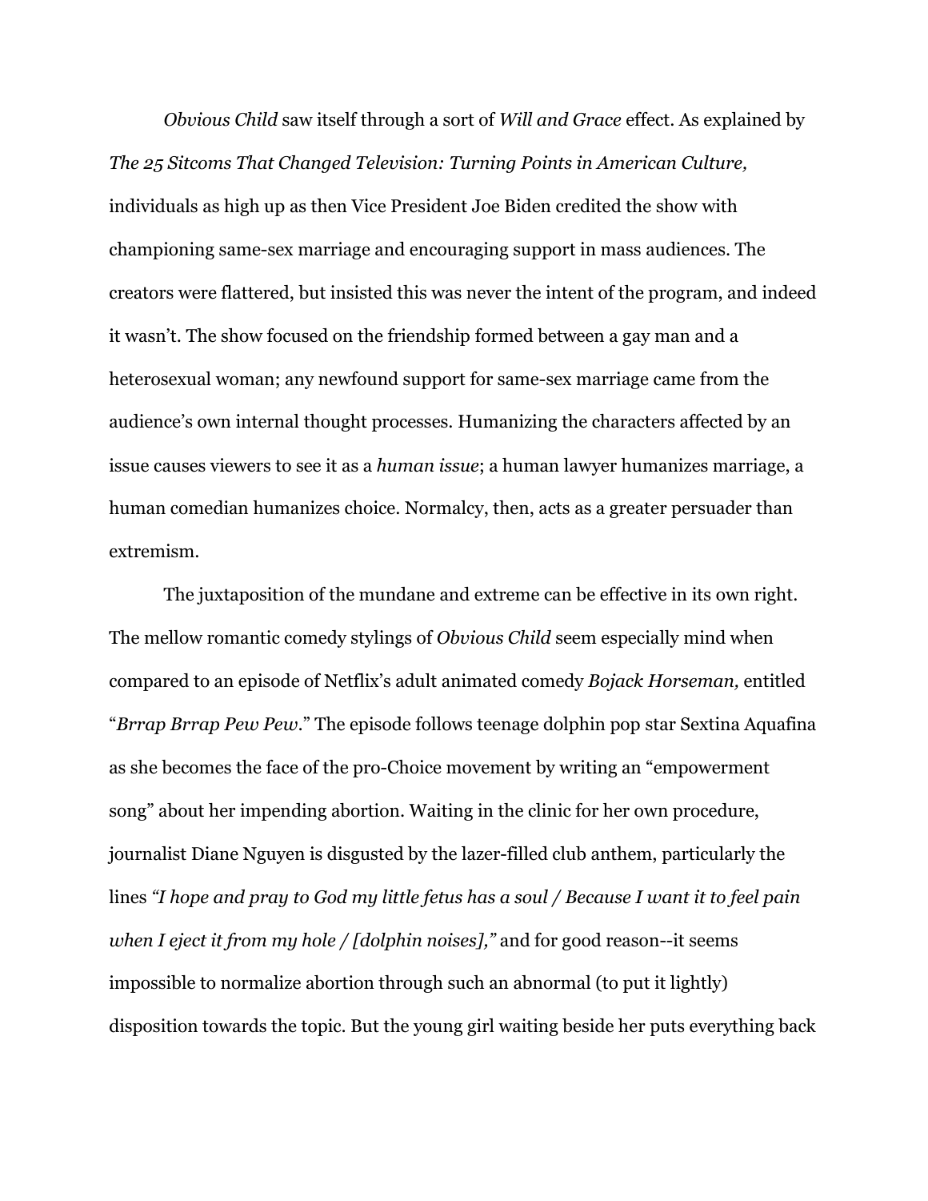*Obvious Child* saw itself through a sort of *Will and Grace* effect. As explained by *The 25 Sitcoms That Changed Television: Turning Points in American Culture,* individuals as high up as then Vice President Joe Biden credited the show with championing same-sex marriage and encouraging support in mass audiences. The creators were flattered, but insisted this was never the intent of the program, and indeed it wasn't. The show focused on the friendship formed between a gay man and a heterosexual woman; any newfound support for same-sex marriage came from the audience's own internal thought processes. Humanizing the characters affected by an issue causes viewers to see it as a *human issue*; a human lawyer humanizes marriage, a human comedian humanizes choice. Normalcy, then, acts as a greater persuader than extremism.

The juxtaposition of the mundane and extreme can be effective in its own right. The mellow romantic comedy stylings of *Obvious Child* seem especially mind when compared to an episode of Netflix's adult animated comedy *Bojack Horseman,* entitled "*Brrap Brrap Pew Pew*." The episode follows teenage dolphin pop star Sextina Aquafina as she becomes the face of the pro-Choice movement by writing an "empowerment song" about her impending abortion. Waiting in the clinic for her own procedure, journalist Diane Nguyen is disgusted by the lazer-filled club anthem, particularly the lines *"I hope and pray to God my little fetus has a soul / Because I want it to feel pain when I eject it from my hole / [dolphin noises],"* and for good reason--it seems impossible to normalize abortion through such an abnormal (to put it lightly) disposition towards the topic. But the young girl waiting beside her puts everything back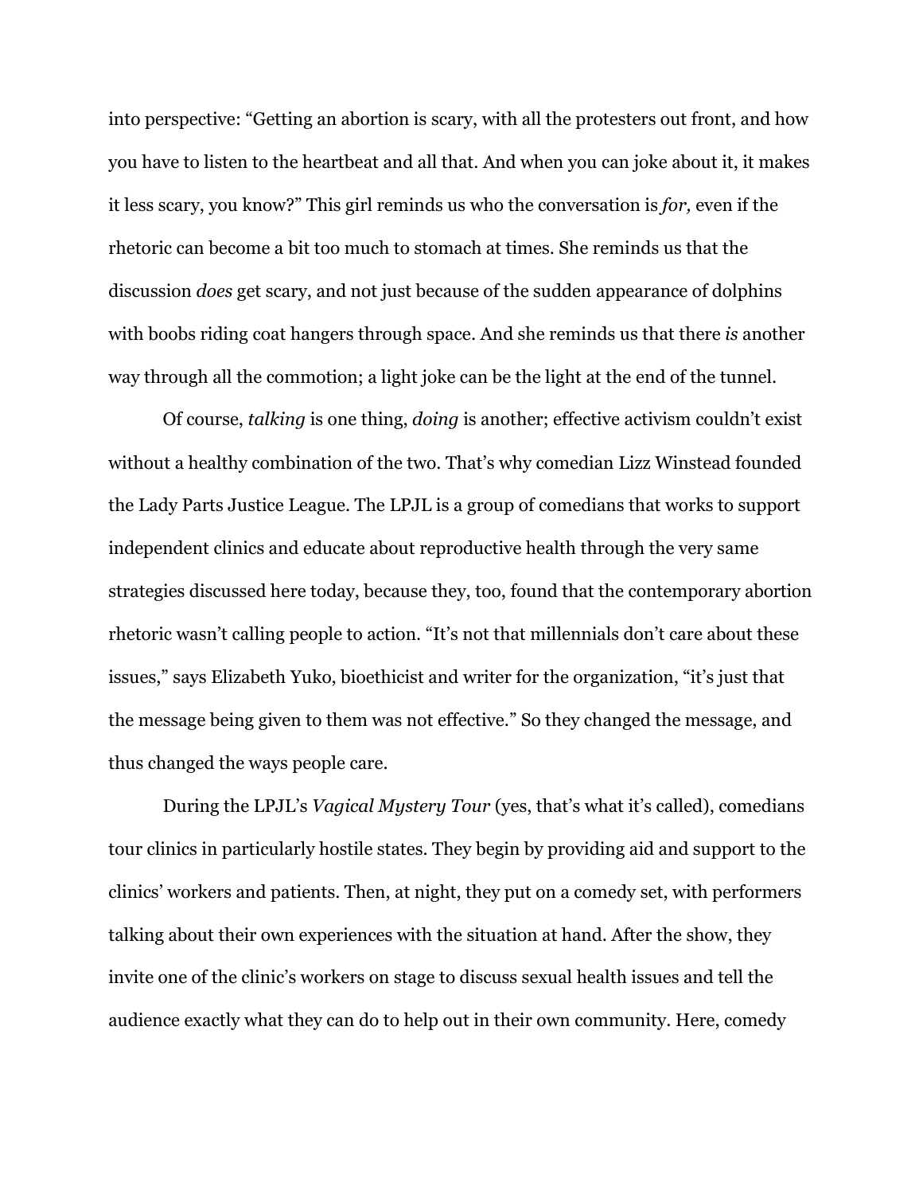into perspective: "Getting an abortion is scary, with all the protesters out front, and how you have to listen to the heartbeat and all that. And when you can joke about it, it makes it less scary, you know?" This girl reminds us who the conversation is *for,* even if the rhetoric can become a bit too much to stomach at times. She reminds us that the discussion *does* get scary, and not just because of the sudden appearance of dolphins with boobs riding coat hangers through space. And she reminds us that there *is* another way through all the commotion; a light joke can be the light at the end of the tunnel.

Of course, *talking* is one thing, *doing* is another; effective activism couldn't exist without a healthy combination of the two. That's why comedian Lizz Winstead founded the Lady Parts Justice League. The LPJL is a group of comedians that works to support independent clinics and educate about reproductive health through the very same strategies discussed here today, because they, too, found that the contemporary abortion rhetoric wasn't calling people to action. "It's not that millennials don't care about these issues," says Elizabeth Yuko, bioethicist and writer for the organization, "it's just that the message being given to them was not effective." So they changed the message, and thus changed the ways people care.

During the LPJL's *Vagical Mystery Tour* (yes, that's what it's called), comedians tour clinics in particularly hostile states. They begin by providing aid and support to the clinics' workers and patients. Then, at night, they put on a comedy set, with performers talking about their own experiences with the situation at hand. After the show, they invite one of the clinic's workers on stage to discuss sexual health issues and tell the audience exactly what they can do to help out in their own community. Here, comedy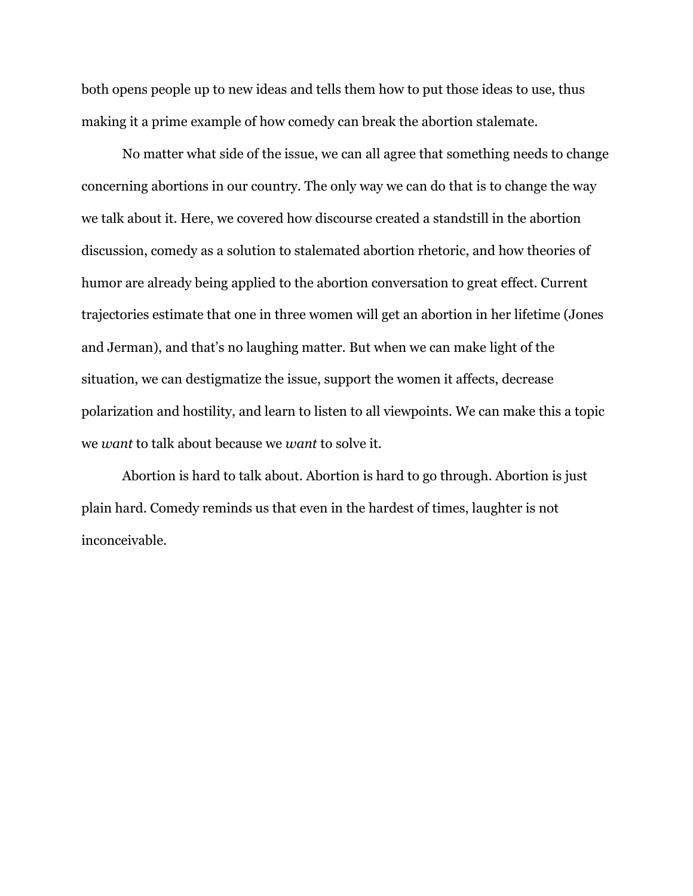both opens people up to new ideas and tells them how to put those ideas to use, thus making it a prime example of how comedy can break the abortion stalemate.

No matter what side of the issue, we can all agree that something needs to change concerning abortions in our country. The only way we can do that is to change the way we talk about it. Here, we covered how discourse created a standstill in the abortion discussion, comedy as a solution to stalemated abortion rhetoric, and how theories of humor are already being applied to the abortion conversation to great effect. Current trajectories estimate that one in three women will get an abortion in her lifetime (Jones and Jerman), and that's no laughing matter. But when we can make light of the situation, we can destigmatize the issue, support the women it affects, decrease polarization and hostility, and learn to listen to all viewpoints. We can make this a topic we *want* to talk about because we *want* to solve it.

Abortion is hard to talk about. Abortion is hard to go through. Abortion is just plain hard. Comedy reminds us that even in the hardest of times, laughter is not inconceivable.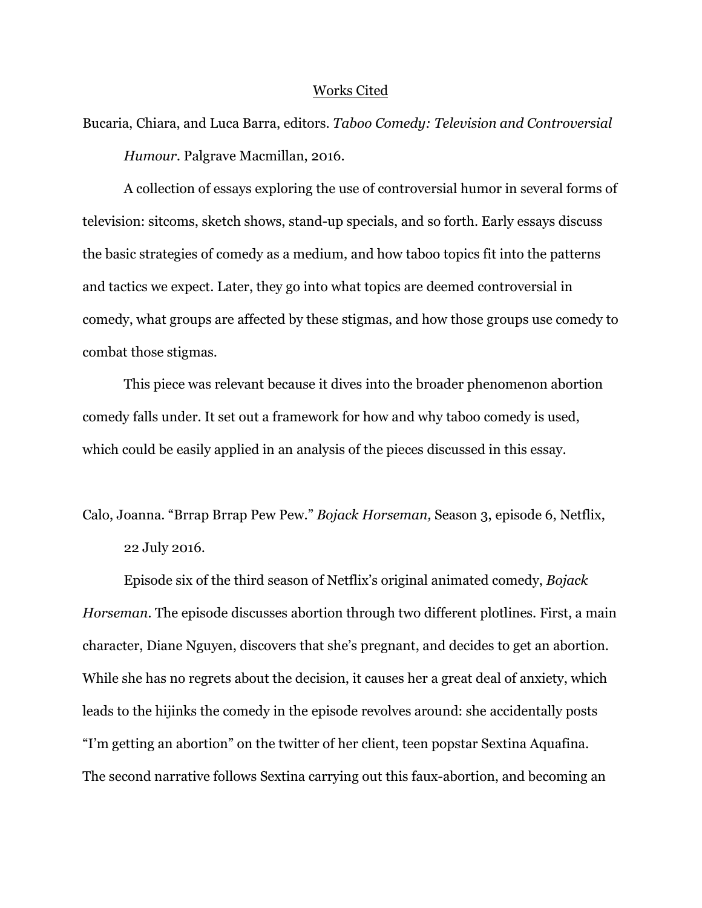# Works Cited

Bucaria, Chiara, and Luca Barra, editors. *Taboo Comedy: Television and Controversial Humour.* Palgrave Macmillan, 2016.

A collection of essays exploring the use of controversial humor in several forms of television: sitcoms, sketch shows, stand-up specials, and so forth. Early essays discuss the basic strategies of comedy as a medium, and how taboo topics fit into the patterns and tactics we expect. Later, they go into what topics are deemed controversial in comedy, what groups are affected by these stigmas, and how those groups use comedy to combat those stigmas.

This piece was relevant because it dives into the broader phenomenon abortion comedy falls under. It set out a framework for how and why taboo comedy is used, which could be easily applied in an analysis of the pieces discussed in this essay.

Calo, Joanna. "Brrap Brrap Pew Pew." *Bojack Horseman,* Season 3, episode 6, Netflix, 22 July 2016.

Episode six of the third season of Netflix's original animated comedy, *Bojack Horseman*. The episode discusses abortion through two different plotlines. First, a main character, Diane Nguyen, discovers that she's pregnant, and decides to get an abortion. While she has no regrets about the decision, it causes her a great deal of anxiety, which leads to the hijinks the comedy in the episode revolves around: she accidentally posts "I'm getting an abortion" on the twitter of her client, teen popstar Sextina Aquafina. The second narrative follows Sextina carrying out this faux-abortion, and becoming an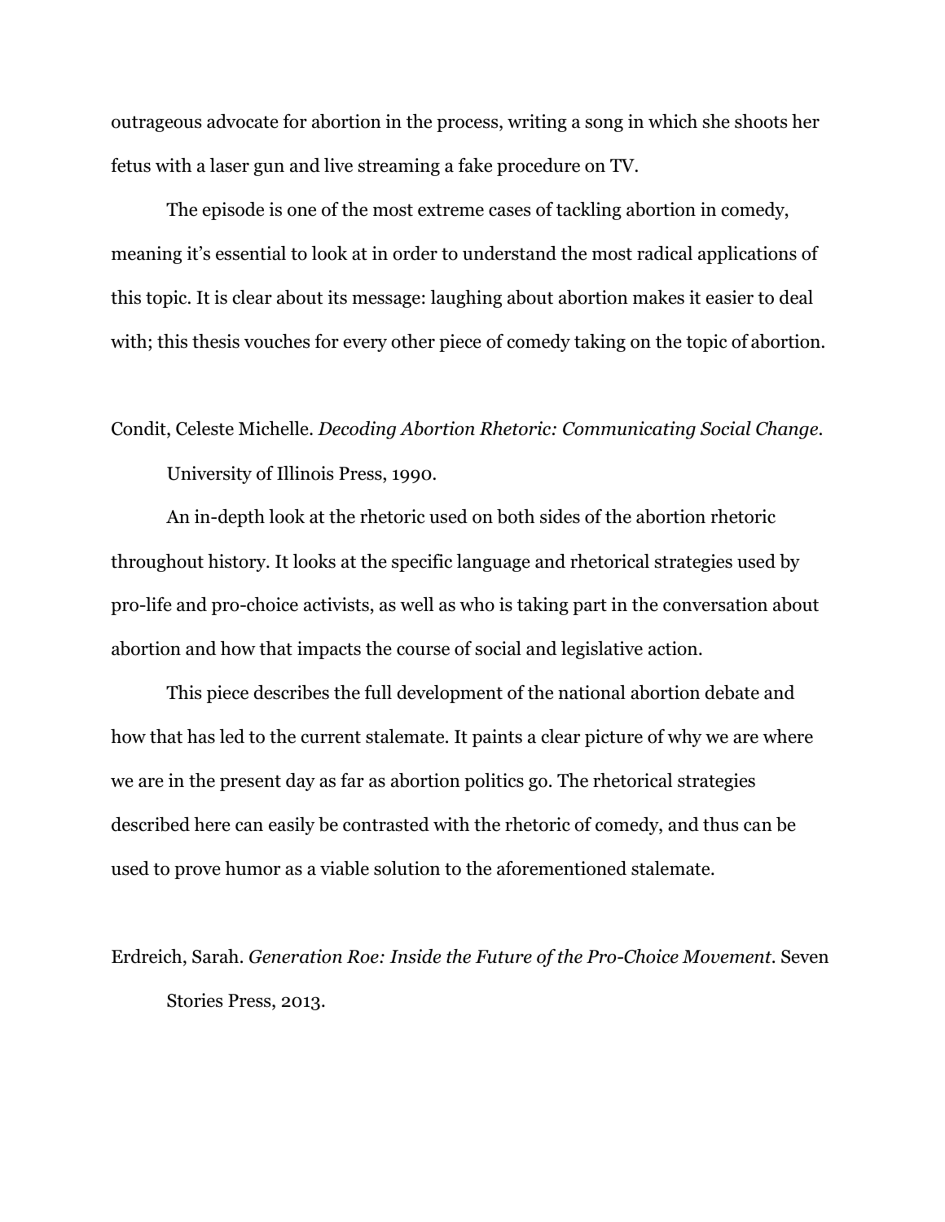outrageous advocate for abortion in the process, writing a song in which she shoots her fetus with a laser gun and live streaming a fake procedure on TV.

The episode is one of the most extreme cases of tackling abortion in comedy, meaning it's essential to look at in order to understand the most radical applications of this topic. It is clear about its message: laughing about abortion makes it easier to deal with; this thesis vouches for every other piece of comedy taking on the topic of abortion.

Condit, Celeste Michelle. *Decoding Abortion Rhetoric: Communicating Social Change*. University of Illinois Press, 1990.

An in-depth look at the rhetoric used on both sides of the abortion rhetoric throughout history. It looks at the specific language and rhetorical strategies used by pro-life and pro-choice activists, as well as who is taking part in the conversation about abortion and how that impacts the course of social and legislative action.

This piece describes the full development of the national abortion debate and how that has led to the current stalemate. It paints a clear picture of why we are where we are in the present day as far as abortion politics go. The rhetorical strategies described here can easily be contrasted with the rhetoric of comedy, and thus can be used to prove humor as a viable solution to the aforementioned stalemate.

Erdreich, Sarah. *Generation Roe: Inside the Future of the Pro-Choice Movement*. Seven Stories Press, 2013.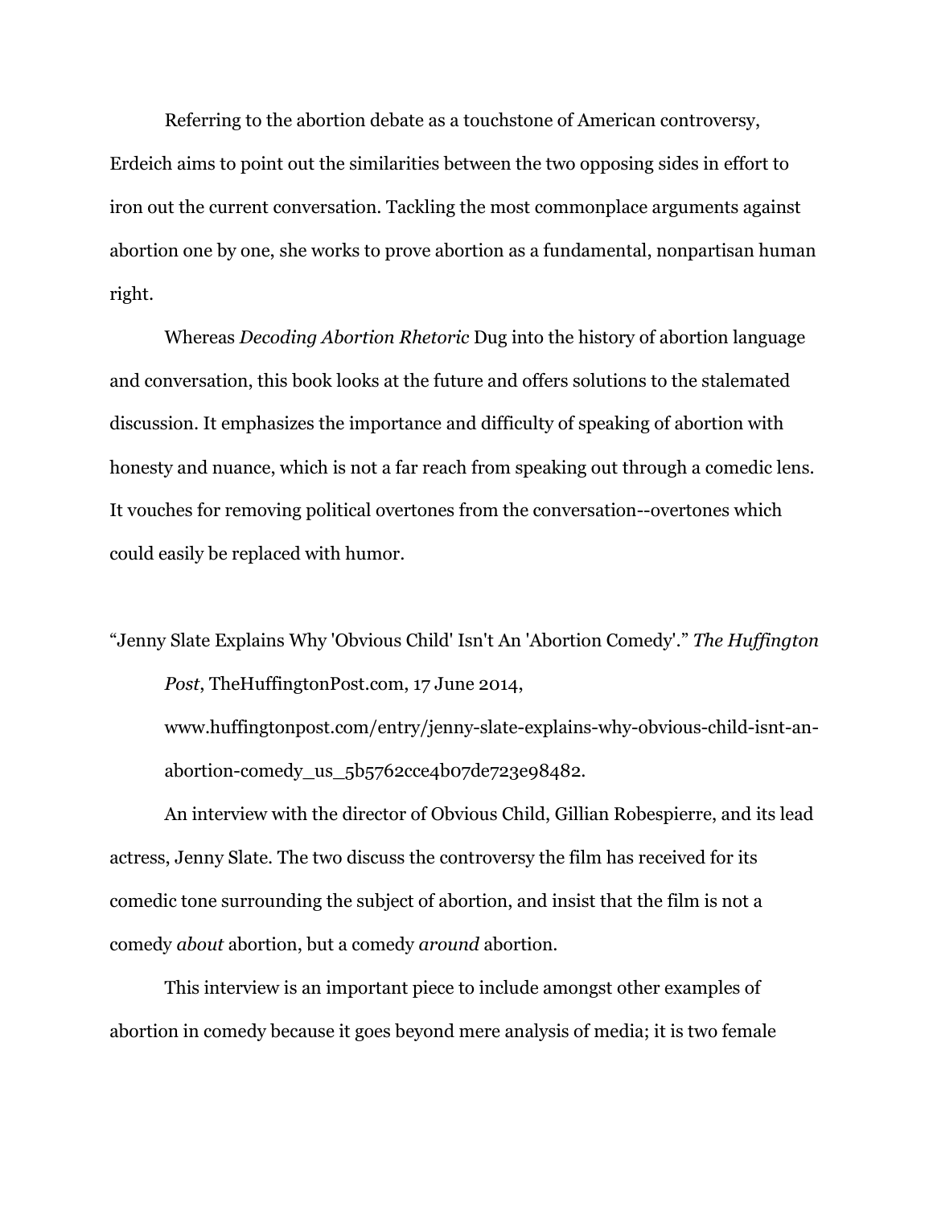Referring to the abortion debate as a touchstone of American controversy, Erdeich aims to point out the similarities between the two opposing sides in effort to iron out the current conversation. Tackling the most commonplace arguments against abortion one by one, she works to prove abortion as a fundamental, nonpartisan human right.

Whereas *Decoding Abortion Rhetoric* Dug into the history of abortion language and conversation, this book looks at the future and offers solutions to the stalemated discussion. It emphasizes the importance and difficulty of speaking of abortion with honesty and nuance, which is not a far reach from speaking out through a comedic lens. It vouches for removing political overtones from the conversation--overtones which could easily be replaced with humor.

"Jenny Slate Explains Why 'Obvious Child' Isn't An 'Abortion Comedy'." *The Huffington Post*, TheHuffingtonPost.com, 17 June 2014, www.huffingtonpost.com/entry/jenny-slate-explains-why-obvious-child-isnt-an-abortion-comedy_us_5b5762cce4b07de723e98482.

An interview with the director of Obvious Child, Gillian Robespierre, and its lead actress, Jenny Slate. The two discuss the controversy the film has received for its comedic tone surrounding the subject of abortion, and insist that the film is not a comedy *about* abortion, but a comedy *around* abortion.

This interview is an important piece to include amongst other examples of abortion in comedy because it goes beyond mere analysis of media; it is two female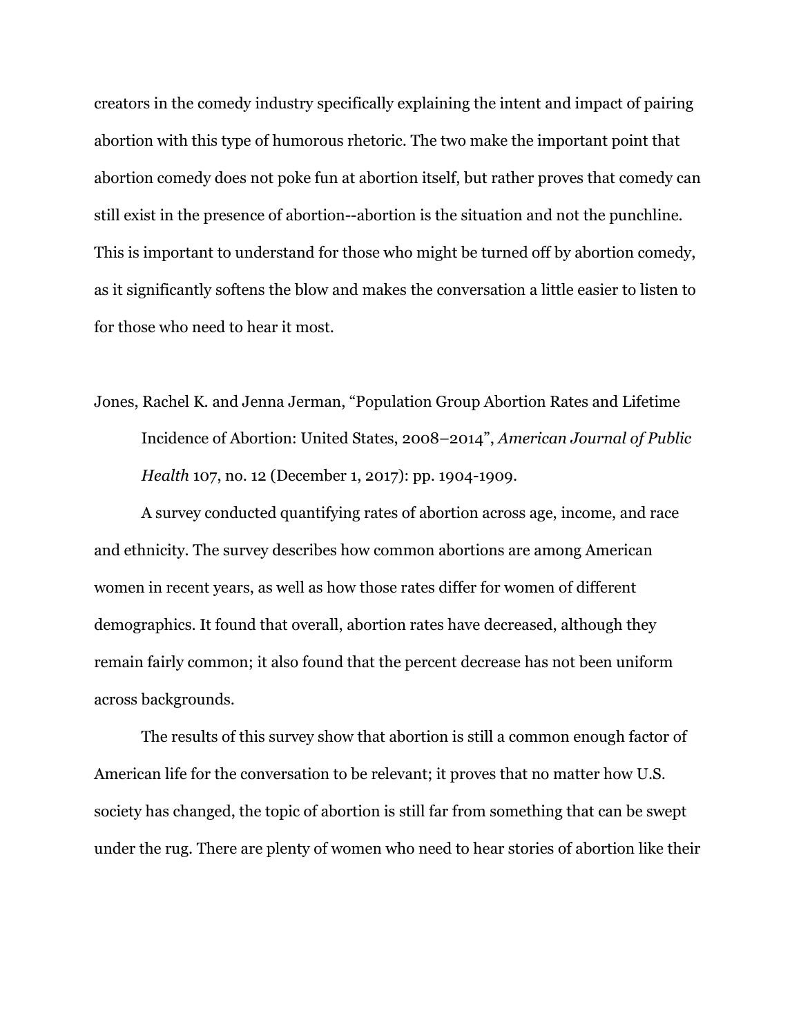creators in the comedy industry specifically explaining the intent and impact of pairing abortion with this type of humorous rhetoric. The two make the important point that abortion comedy does not poke fun at abortion itself, but rather proves that comedy can still exist in the presence of abortion--abortion is the situation and not the punchline. This is important to understand for those who might be turned off by abortion comedy, as it significantly softens the blow and makes the conversation a little easier to listen to for those who need to hear it most.

Jones, Rachel K. and Jenna Jerman, "Population Group Abortion Rates and Lifetime Incidence of Abortion: United States, 2008–2014", *American Journal of Public Health* 107, no. 12 (December 1, 2017): pp. 1904-1909.

A survey conducted quantifying rates of abortion across age, income, and race and ethnicity. The survey describes how common abortions are among American women in recent years, as well as how those rates differ for women of different demographics. It found that overall, abortion rates have decreased, although they remain fairly common; it also found that the percent decrease has not been uniform across backgrounds.

The results of this survey show that abortion is still a common enough factor of American life for the conversation to be relevant; it proves that no matter how U.S. society has changed, the topic of abortion is still far from something that can be swept under the rug. There are plenty of women who need to hear stories of abortion like their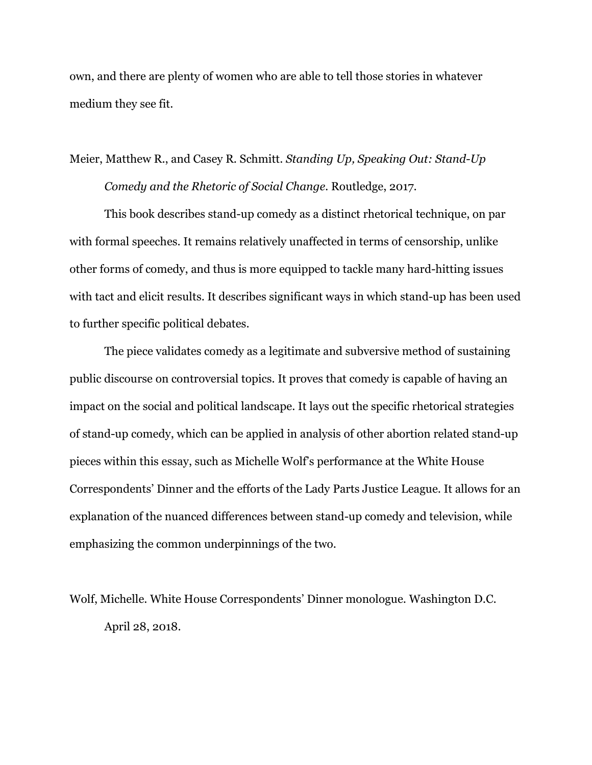own, and there are plenty of women who are able to tell those stories in whatever medium they see fit.

Meier, Matthew R., and Casey R. Schmitt. *Standing Up, Speaking Out: Stand-Up Comedy and the Rhetoric of Social Change*. Routledge, 2017.

This book describes stand-up comedy as a distinct rhetorical technique, on par with formal speeches. It remains relatively unaffected in terms of censorship, unlike other forms of comedy, and thus is more equipped to tackle many hard-hitting issues with tact and elicit results. It describes significant ways in which stand-up has been used to further specific political debates.

The piece validates comedy as a legitimate and subversive method of sustaining public discourse on controversial topics. It proves that comedy is capable of having an impact on the social and political landscape. It lays out the specific rhetorical strategies of stand-up comedy, which can be applied in analysis of other abortion related stand-up pieces within this essay, such as Michelle Wolf's performance at the White House Correspondents' Dinner and the efforts of the Lady Parts Justice League. It allows for an explanation of the nuanced differences between stand-up comedy and television, while emphasizing the common underpinnings of the two.

Wolf, Michelle. White House Correspondents' Dinner monologue. Washington D.C. April 28, 2018.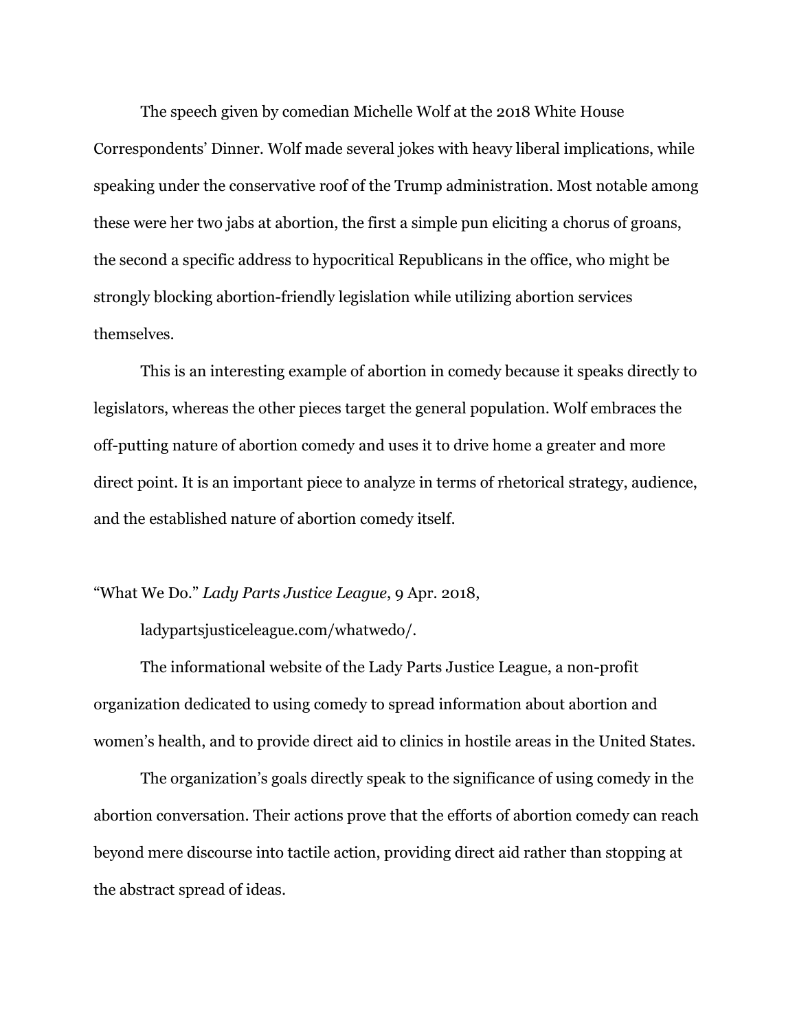The speech given by comedian Michelle Wolf at the 2018 White House Correspondents' Dinner. Wolf made several jokes with heavy liberal implications, while speaking under the conservative roof of the Trump administration. Most notable among these were her two jabs at abortion, the first a simple pun eliciting a chorus of groans, the second a specific address to hypocritical Republicans in the office, who might be strongly blocking abortion-friendly legislation while utilizing abortion services themselves.

This is an interesting example of abortion in comedy because it speaks directly to legislators, whereas the other pieces target the general population. Wolf embraces the off-putting nature of abortion comedy and uses it to drive home a greater and more direct point. It is an important piece to analyze in terms of rhetorical strategy, audience, and the established nature of abortion comedy itself.

"What We Do." *Lady Parts Justice League*, 9 Apr. 2018, ladypartsjusticeleague.com/whatwedo/.

The informational website of the Lady Parts Justice League, a non-profit organization dedicated to using comedy to spread information about abortion and women's health, and to provide direct aid to clinics in hostile areas in the United States.

The organization's goals directly speak to the significance of using comedy in the abortion conversation. Their actions prove that the efforts of abortion comedy can reach beyond mere discourse into tactile action, providing direct aid rather than stopping at the abstract spread of ideas.